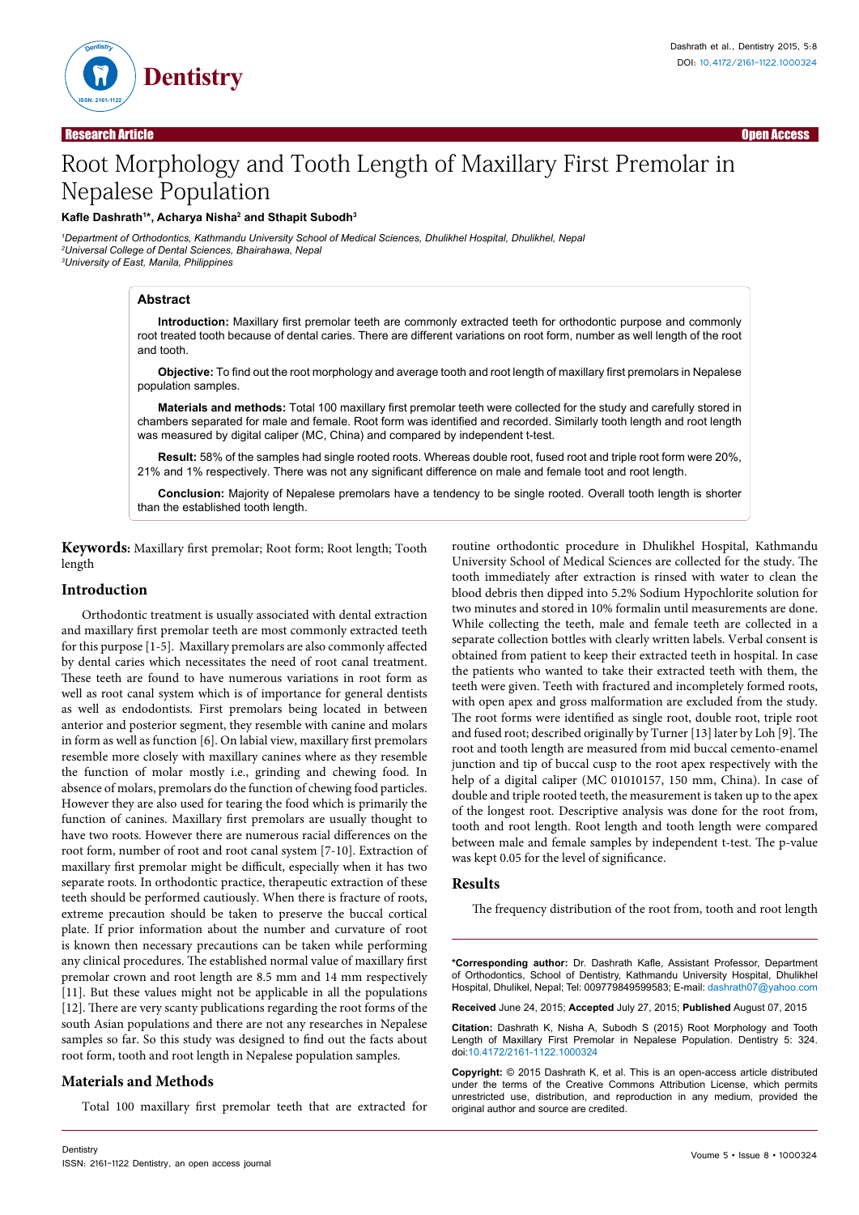Research Article — Open Access

# Root Morphology and Tooth Length of Maxillary First Premolar in Nepalese Population

**Kafle Dashrath[1]*, Acharya Nisha[2] and Sthapit Subodh[3]**

*[1]Department of Orthodontics, Kathmandu University School of Medical Sciences, Dhulikhel Hospital, Dhulikhel, Nepal*
*[2]Universal College of Dental Sciences, Bhairahawa, Nepal*
*[3]University of East, Manila, Philippines*

## Abstract

**Introduction:** Maxillary first premolar teeth are commonly extracted teeth for orthodontic purpose and commonly root treated tooth because of dental caries. There are different variations on root form, number as well length of the root and tooth.

**Objective:** To find out the root morphology and average tooth and root length of maxillary first premolars in Nepalese population samples.

**Materials and methods:** Total 100 maxillary first premolar teeth were collected for the study and carefully stored in chambers separated for male and female. Root form was identified and recorded. Similarly tooth length and root length was measured by digital caliper (MC, China) and compared by independent t-test.

**Result:** 58% of the samples had single rooted roots. Whereas double root, fused root and triple root form were 20%, 21% and 1% respectively. There was not any significant difference on male and female toot and root length.

**Conclusion:** Majority of Nepalese premolars have a tendency to be single rooted. Overall tooth length is shorter than the established tooth length.

**Keywords:** Maxillary first premolar; Root form; Root length; Tooth length

## Introduction

Orthodontic treatment is usually associated with dental extraction and maxillary first premolar teeth are most commonly extracted teeth for this purpose [1-5]. Maxillary premolars are also commonly affected by dental caries which necessitates the need of root canal treatment. These teeth are found to have numerous variations in root form as well as root canal system which is of importance for general dentists as well as endodontists. First premolars being located in between anterior and posterior segment, they resemble with canine and molars in form as well as function [6]. On labial view, maxillary first premolars resemble more closely with maxillary canines where as they resemble the function of molar mostly i.e., grinding and chewing food. In absence of molars, premolars do the function of chewing food particles. However they are also used for tearing the food which is primarily the function of canines. Maxillary first premolars are usually thought to have two roots. However there are numerous racial differences on the root form, number of root and root canal system [7-10]. Extraction of maxillary first premolar might be difficult, especially when it has two separate roots. In orthodontic practice, therapeutic extraction of these teeth should be performed cautiously. When there is fracture of roots, extreme precaution should be taken to preserve the buccal cortical plate. If prior information about the number and curvature of root is known then necessary precautions can be taken while performing any clinical procedures. The established normal value of maxillary first premolar crown and root length are 8.5 mm and 14 mm respectively [11]. But these values might not be applicable in all the populations [12]. There are very scanty publications regarding the root forms of the south Asian populations and there are not any researches in Nepalese samples so far. So this study was designed to find out the facts about root form, tooth and root length in Nepalese population samples.

## Materials and Methods

Total 100 maxillary first premolar teeth that are extracted for routine orthodontic procedure in Dhulikhel Hospital, Kathmandu University School of Medical Sciences are collected for the study. The tooth immediately after extraction is rinsed with water to clean the blood debris then dipped into 5.2% Sodium Hypochlorite solution for two minutes and stored in 10% formalin until measurements are done. While collecting the teeth, male and female teeth are collected in a separate collection bottles with clearly written labels. Verbal consent is obtained from patient to keep their extracted teeth in hospital. In case the patients who wanted to take their extracted teeth with them, the teeth were given. Teeth with fractured and incompletely formed roots, with open apex and gross malformation are excluded from the study. The root forms were identified as single root, double root, triple root and fused root; described originally by Turner [13] later by Loh [9]. The root and tooth length are measured from mid buccal cemento-enamel junction and tip of buccal cusp to the root apex respectively with the help of a digital caliper (MC 01010157, 150 mm, China). In case of double and triple rooted teeth, the measurement is taken up to the apex of the longest root. Descriptive analysis was done for the root from, tooth and root length. Root length and tooth length were compared between male and female samples by independent t-test. The p-value was kept 0.05 for the level of significance.

## Results

The frequency distribution of the root from, tooth and root length

---

***Corresponding author:** Dr. Dashrath Kafle, Assistant Professor, Department of Orthodontics, School of Dentistry, Kathmandu University Hospital, Dhulikhel Hospital, Dhulikel, Nepal; Tel: 009779849599583; E-mail: dashrath07@yahoo.com

**Received** June 24, 2015; **Accepted** July 27, 2015; **Published** August 07, 2015

**Citation:** Dashrath K, Nisha A, Subodh S (2015) Root Morphology and Tooth Length of Maxillary First Premolar in Nepalese Population. Dentistry 5: 324. doi:10.4172/2161-1122.1000324

**Copyright:** © 2015 Dashrath K, et al. This is an open-access article distributed under the terms of the Creative Commons Attribution License, which permits unrestricted use, distribution, and reproduction in any medium, provided the original author and source are credited.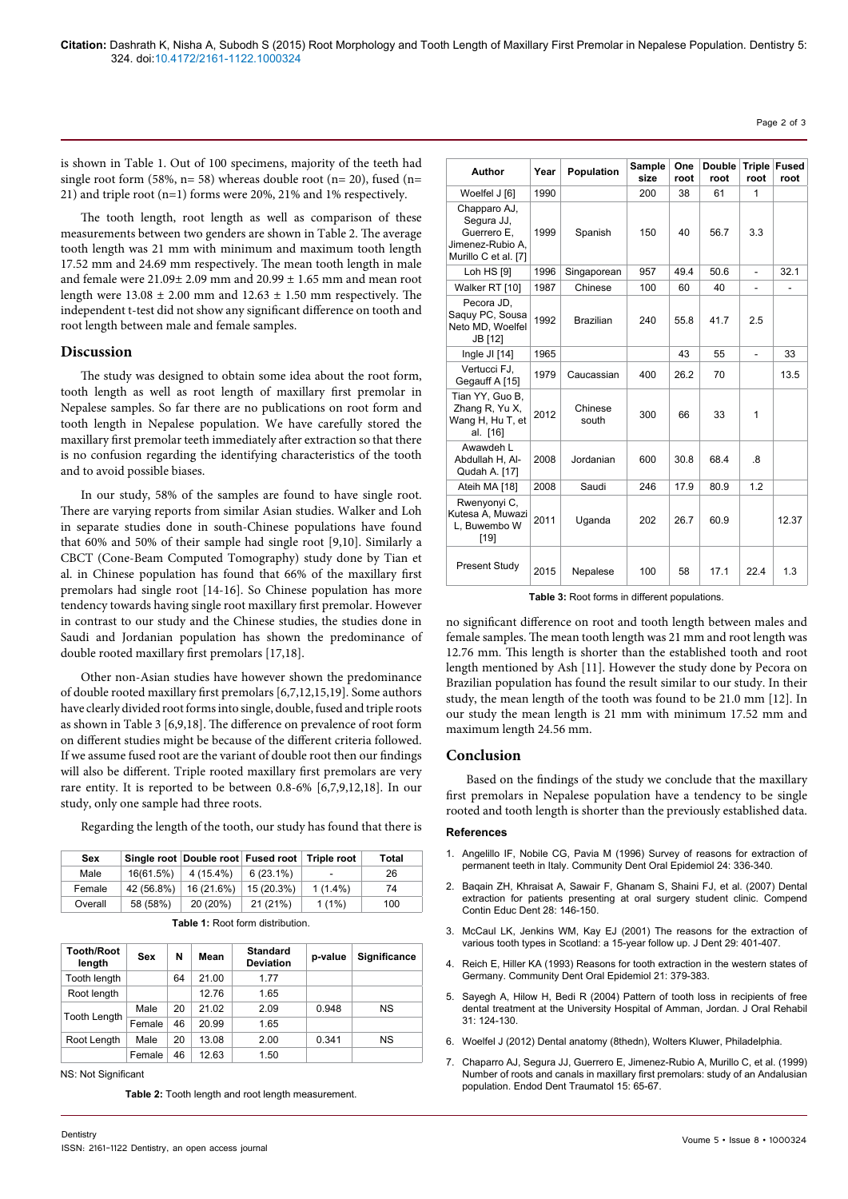is shown in Table 1. Out of 100 specimens, majority of the teeth had single root form (58%, n= 58) whereas double root (n= 20), fused (n= 21) and triple root (n=1) forms were 20%, 21% and 1% respectively.

The tooth length, root length as well as comparison of these measurements between two genders are shown in Table 2. The average tooth length was 21 mm with minimum and maximum tooth length 17.52 mm and 24.69 mm respectively. The mean tooth length in male and female were 21.09± 2.09 mm and 20.99 ± 1.65 mm and mean root length were 13.08 ± 2.00 mm and 12.63 ± 1.50 mm respectively. The independent t-test did not show any significant difference on tooth and root length between male and female samples.

## Discussion

The study was designed to obtain some idea about the root form, tooth length as well as root length of maxillary first premolar in Nepalese samples. So far there are no publications on root form and tooth length in Nepalese population. We have carefully stored the maxillary first premolar teeth immediately after extraction so that there is no confusion regarding the identifying characteristics of the tooth and to avoid possible biases.

In our study, 58% of the samples are found to have single root. There are varying reports from similar Asian studies. Walker and Loh in separate studies done in south-Chinese populations have found that 60% and 50% of their sample had single root [9,10]. Similarly a CBCT (Cone-Beam Computed Tomography) study done by Tian et al. in Chinese population has found that 66% of the maxillary first premolars had single root [14-16]. So Chinese population has more tendency towards having single root maxillary first premolar. However in contrast to our study and the Chinese studies, the studies done in Saudi and Jordanian population has shown the predominance of double rooted maxillary first premolars [17,18].

Other non-Asian studies have however shown the predominance of double rooted maxillary first premolars [6,7,12,15,19]. Some authors have clearly divided root forms into single, double, fused and triple roots as shown in Table 3 [6,9,18]. The difference on prevalence of root form on different studies might be because of the different criteria followed. If we assume fused root are the variant of double root then our findings will also be different. Triple rooted maxillary first premolars are very rare entity. It is reported to be between 0.8-6% [6,7,9,12,18]. In our study, only one sample had three roots.

Regarding the length of the tooth, our study has found that there is no significant difference on root and tooth length between males and female samples. The mean tooth length was 21 mm and root length was 12.76 mm. This length is shorter than the established tooth and root length mentioned by Ash [11]. However the study done by Pecora on Brazilian population has found the result similar to our study. In their study, the mean length of the tooth was found to be 21.0 mm [12]. In our study the mean length is 21 mm with minimum 17.52 mm and maximum length 24.56 mm.

| Sex | Single root | Double root | Fused root | Triple root | Total |
|---|---|---|---|---|---|
| Male | 16(61.5%) | 4 (15.4%) | 6 (23.1%) | - | 26 |
| Female | 42 (56.8%) | 16 (21.6%) | 15 (20.3%) | 1 (1.4%) | 74 |
| Overall | 58 (58%) | 20 (20%) | 21 (21%) | 1 (1%) | 100 |

**Table 1:** Root form distribution.

| Tooth/Root length | Sex | N | Mean | Standard Deviation | p-value | Significance |
|---|---|---|---|---|---|---|
| Tooth length | | 64 | 21.00 | 1.77 | | |
| Root length | | | 12.76 | 1.65 | | |
| Tooth Length | Male | 20 | 21.02 | 2.09 | 0.948 | NS |
| | Female | 46 | 20.99 | 1.65 | | |
| Root Length | Male | 20 | 13.08 | 2.00 | 0.341 | NS |
| | Female | 46 | 12.63 | 1.50 | | |

NS: Not Significant

**Table 2:** Tooth length and root length measurement.

| Author | Year | Population | Sample size | One root | Double root | Triple root | Fused root |
|---|---|---|---|---|---|---|---|
| Woelfel J [6] | 1990 | | 200 | 38 | 61 | 1 | |
| Chapparo AJ, Segura JJ, Guerrero E, Jimenez-Rubio A, Murillo C et al. [7] | 1999 | Spanish | 150 | 40 | 56.7 | 3.3 | |
| Loh HS [9] | 1996 | Singaporean | 957 | 49.4 | 50.6 | - | 32.1 |
| Walker RT [10] | 1987 | Chinese | 100 | 60 | 40 | - | - |
| Pecora JD, Saquy PC, Sousa Neto MD, Woelfel JB [12] | 1992 | Brazilian | 240 | 55.8 | 41.7 | 2.5 | |
| Ingle JI [14] | 1965 | | | 43 | 55 | - | 33 |
| Vertucci FJ, Gegauff A [15] | 1979 | Caucassian | 400 | 26.2 | 70 | | 13.5 |
| Tian YY, Guo B, Zhang R, Yu X, Wang H, Hu T, et al. [16] | 2012 | Chinese south | 300 | 66 | 33 | 1 | |
| Awawdeh L Abdullah H, Al-Qudah A. [17] | 2008 | Jordanian | 600 | 30.8 | 68.4 | .8 | |
| Ateih MA [18] | 2008 | Saudi | 246 | 17.9 | 80.9 | 1.2 | |
| Rwenyonyi C, Kutesa A, Muwazi L, Buwembo W [19] | 2011 | Uganda | 202 | 26.7 | 60.9 | | 12.37 |
| Present Study | 2015 | Nepalese | 100 | 58 | 17.1 | 22.4 | 1.3 |

**Table 3:** Root forms in different populations.

## Conclusion

Based on the findings of the study we conclude that the maxillary first premolars in Nepalese population have a tendency to be single rooted and tooth length is shorter than the previously established data.

### References

1. Angelillo IF, Nobile CG, Pavia M (1996) Survey of reasons for extraction of permanent teeth in Italy. Community Dent Oral Epidemiol 24: 336-340.
2. Baqain ZH, Khraisat A, Sawair F, Ghanam S, Shaini FJ, et al. (2007) Dental extraction for patients presenting at oral surgery student clinic. Compend Contin Educ Dent 28: 146-150.
3. McCaul LK, Jenkins WM, Kay EJ (2001) The reasons for the extraction of various tooth types in Scotland: a 15-year follow up. J Dent 29: 401-407.
4. Reich E, Hiller KA (1993) Reasons for tooth extraction in the western states of Germany. Community Dent Oral Epidemiol 21: 379-383.
5. Sayegh A, Hilow H, Bedi R (2004) Pattern of tooth loss in recipients of free dental treatment at the University Hospital of Amman, Jordan. J Oral Rehabil 31: 124-130.
6. Woelfel J (2012) Dental anatomy (8thedn), Wolters Kluwer, Philadelphia.
7. Chaparro AJ, Segura JJ, Guerrero E, Jimenez-Rubio A, Murillo C, et al. (1999) Number of roots and canals in maxillary first premolars: study of an Andalusian population. Endod Dent Traumatol 15: 65-67.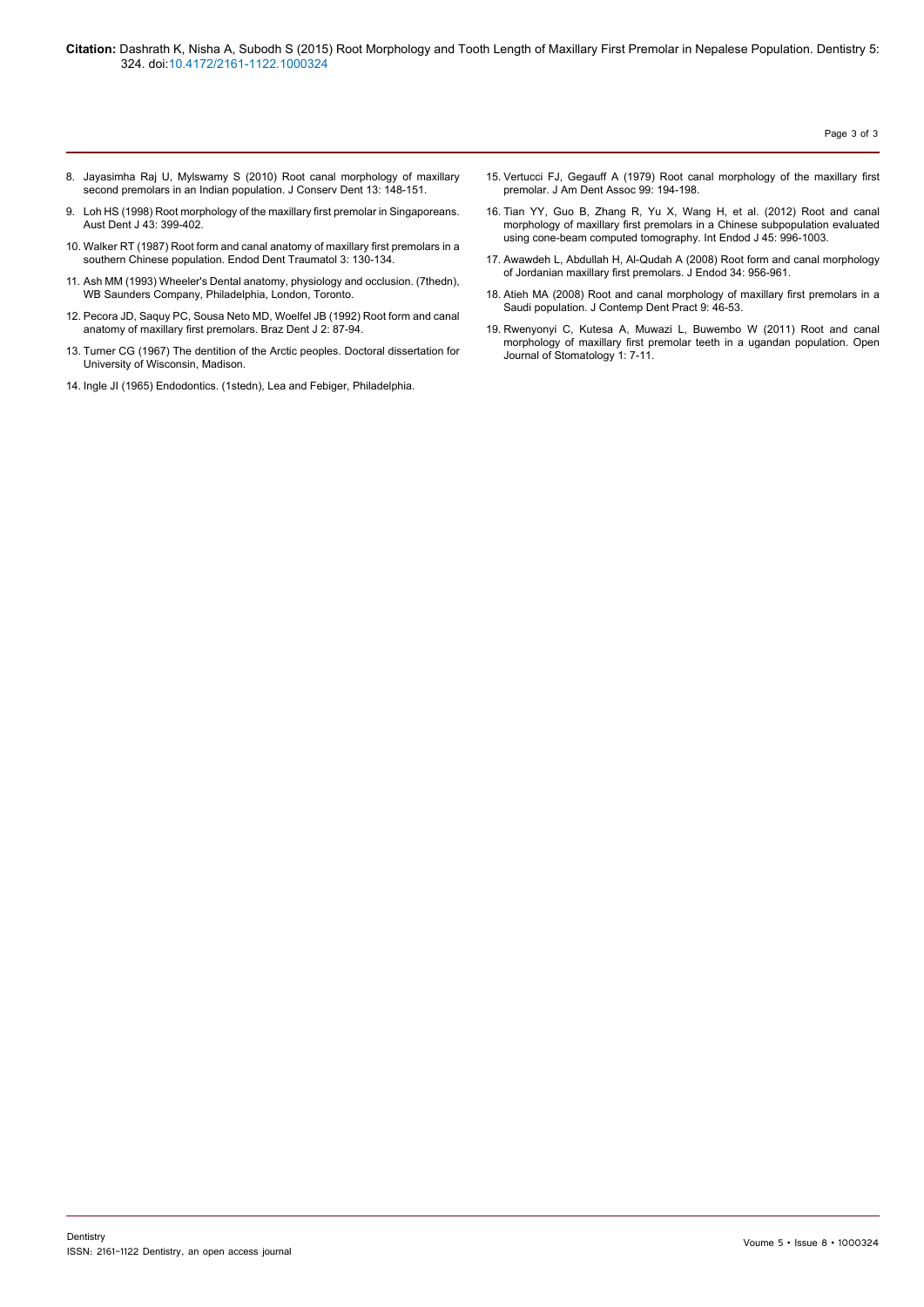8. Jayasimha Raj U, Mylswamy S (2010) Root canal morphology of maxillary second premolars in an Indian population. J Conserv Dent 13: 148-151.
9. Loh HS (1998) Root morphology of the maxillary first premolar in Singaporeans. Aust Dent J 43: 399-402.
10. Walker RT (1987) Root form and canal anatomy of maxillary first premolars in a southern Chinese population. Endod Dent Traumatol 3: 130-134.
11. Ash MM (1993) Wheeler's Dental anatomy, physiology and occlusion. (7thedn), WB Saunders Company, Philadelphia, London, Toronto.
12. Pecora JD, Saquy PC, Sousa Neto MD, Woelfel JB (1992) Root form and canal anatomy of maxillary first premolars. Braz Dent J 2: 87-94.
13. Turner CG (1967) The dentition of the Arctic peoples. Doctoral dissertation for University of Wisconsin, Madison.
14. Ingle JI (1965) Endodontics. (1stedn), Lea and Febiger, Philadelphia.
15. Vertucci FJ, Gegauff A (1979) Root canal morphology of the maxillary first premolar. J Am Dent Assoc 99: 194-198.
16. Tian YY, Guo B, Zhang R, Yu X, Wang H, et al. (2012) Root and canal morphology of maxillary first premolars in a Chinese subpopulation evaluated using cone-beam computed tomography. Int Endod J 45: 996-1003.
17. Awawdeh L, Abdullah H, Al-Qudah A (2008) Root form and canal morphology of Jordanian maxillary first premolars. J Endod 34: 956-961.
18. Atieh MA (2008) Root and canal morphology of maxillary first premolars in a Saudi population. J Contemp Dent Pract 9: 46-53.
19. Rwenyonyi C, Kutesa A, Muwazi L, Buwembo W (2011) Root and canal morphology of maxillary first premolar teeth in a ugandan population. Open Journal of Stomatology 1: 7-11.